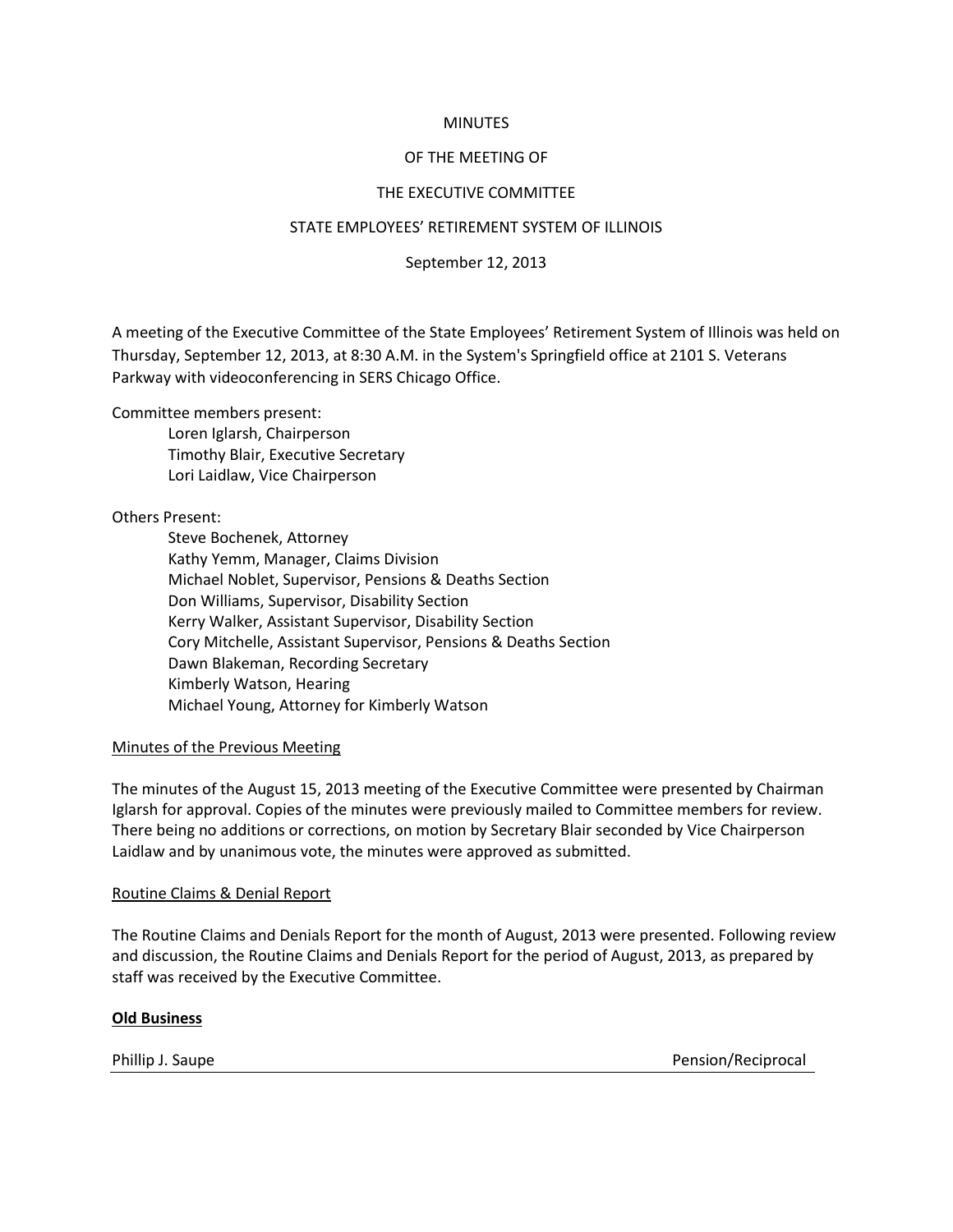MINUTES

OF THE MEETING OF

THE EXECUTIVE COMMITTEE

STATE EMPLOYEES' RETIREMENT SYSTEM OF ILLINOIS

September 12, 2013

A meeting of the Executive Committee of the State Employees' Retirement System of Illinois was held on Thursday, September 12, 2013, at 8:30 A.M. in the System's Springfield office at 2101 S. Veterans Parkway with videoconferencing in SERS Chicago Office.

Committee members present:

- Loren Iglarsh, Chairperson
- Timothy Blair, Executive Secretary
- Lori Laidlaw, Vice Chairperson

Others Present:

- Steve Bochenek, Attorney
- Kathy Yemm, Manager, Claims Division
- Michael Noblet, Supervisor, Pensions & Deaths Section
- Don Williams, Supervisor, Disability Section
- Kerry Walker, Assistant Supervisor, Disability Section
- Cory Mitchelle, Assistant Supervisor, Pensions & Deaths Section
- Dawn Blakeman, Recording Secretary
- Kimberly Watson, Hearing
- Michael Young, Attorney for Kimberly Watson

Minutes of the Previous Meeting

The minutes of the August 15, 2013 meeting of the Executive Committee were presented by Chairman Iglarsh for approval. Copies of the minutes were previously mailed to Committee members for review. There being no additions or corrections, on motion by Secretary Blair seconded by Vice Chairperson Laidlaw and by unanimous vote, the minutes were approved as submitted.

Routine Claims & Denial Report

The Routine Claims and Denials Report for the month of August, 2013 were presented. Following review and discussion, the Routine Claims and Denials Report for the period of August, 2013, as prepared by staff was received by the Executive Committee.

**Old Business**

Phillip J. Saupe — Pension/Reciprocal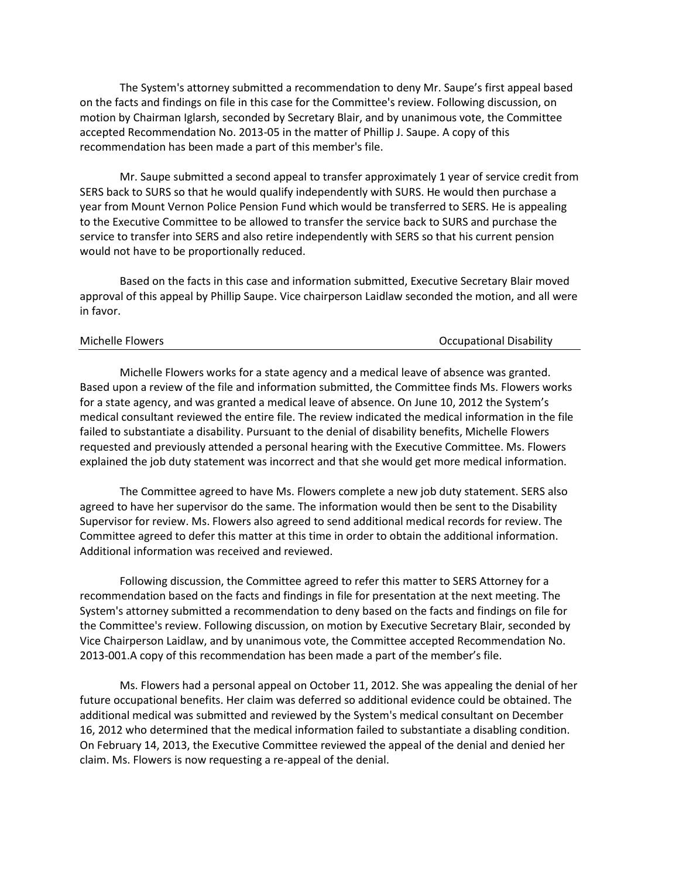The System's attorney submitted a recommendation to deny Mr. Saupe's first appeal based on the facts and findings on file in this case for the Committee's review. Following discussion, on motion by Chairman Iglarsh, seconded by Secretary Blair, and by unanimous vote, the Committee accepted Recommendation No. 2013-05 in the matter of Phillip J. Saupe. A copy of this recommendation has been made a part of this member's file.

Mr. Saupe submitted a second appeal to transfer approximately 1 year of service credit from SERS back to SURS so that he would qualify independently with SURS. He would then purchase a year from Mount Vernon Police Pension Fund which would be transferred to SERS. He is appealing to the Executive Committee to be allowed to transfer the service back to SURS and purchase the service to transfer into SERS and also retire independently with SERS so that his current pension would not have to be proportionally reduced.

Based on the facts in this case and information submitted, Executive Secretary Blair moved approval of this appeal by Phillip Saupe. Vice chairperson Laidlaw seconded the motion, and all were in favor.

| Michelle Flowers | Occupational Disability |
|---|---|

Michelle Flowers works for a state agency and a medical leave of absence was granted. Based upon a review of the file and information submitted, the Committee finds Ms. Flowers works for a state agency, and was granted a medical leave of absence. On June 10, 2012 the System's medical consultant reviewed the entire file. The review indicated the medical information in the file failed to substantiate a disability. Pursuant to the denial of disability benefits, Michelle Flowers requested and previously attended a personal hearing with the Executive Committee. Ms. Flowers explained the job duty statement was incorrect and that she would get more medical information.

The Committee agreed to have Ms. Flowers complete a new job duty statement. SERS also agreed to have her supervisor do the same. The information would then be sent to the Disability Supervisor for review. Ms. Flowers also agreed to send additional medical records for review. The Committee agreed to defer this matter at this time in order to obtain the additional information. Additional information was received and reviewed.

Following discussion, the Committee agreed to refer this matter to SERS Attorney for a recommendation based on the facts and findings in file for presentation at the next meeting. The System's attorney submitted a recommendation to deny based on the facts and findings on file for the Committee's review. Following discussion, on motion by Executive Secretary Blair, seconded by Vice Chairperson Laidlaw, and by unanimous vote, the Committee accepted Recommendation No. 2013-001.A copy of this recommendation has been made a part of the member's file.

Ms. Flowers had a personal appeal on October 11, 2012. She was appealing the denial of her future occupational benefits. Her claim was deferred so additional evidence could be obtained. The additional medical was submitted and reviewed by the System's medical consultant on December 16, 2012 who determined that the medical information failed to substantiate a disabling condition. On February 14, 2013, the Executive Committee reviewed the appeal of the denial and denied her claim. Ms. Flowers is now requesting a re-appeal of the denial.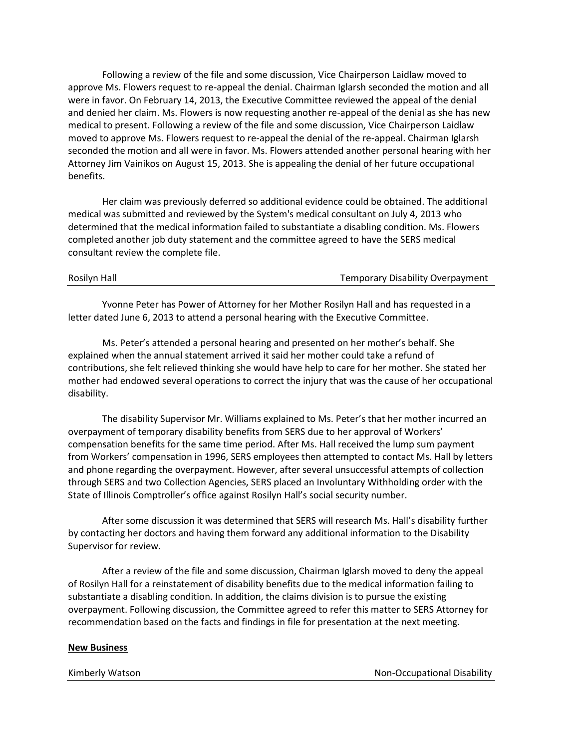Following a review of the file and some discussion, Vice Chairperson Laidlaw moved to approve Ms. Flowers request to re-appeal the denial. Chairman Iglarsh seconded the motion and all were in favor. On February 14, 2013, the Executive Committee reviewed the appeal of the denial and denied her claim. Ms. Flowers is now requesting another re-appeal of the denial as she has new medical to present. Following a review of the file and some discussion, Vice Chairperson Laidlaw moved to approve Ms. Flowers request to re-appeal the denial of the re-appeal. Chairman Iglarsh seconded the motion and all were in favor. Ms. Flowers attended another personal hearing with her Attorney Jim Vainikos on August 15, 2013. She is appealing the denial of her future occupational benefits.

Her claim was previously deferred so additional evidence could be obtained. The additional medical was submitted and reviewed by the System's medical consultant on July 4, 2013 who determined that the medical information failed to substantiate a disabling condition. Ms. Flowers completed another job duty statement and the committee agreed to have the SERS medical consultant review the complete file.

Rosilyn Hall — Temporary Disability Overpayment

Yvonne Peter has Power of Attorney for her Mother Rosilyn Hall and has requested in a letter dated June 6, 2013 to attend a personal hearing with the Executive Committee.

Ms. Peter's attended a personal hearing and presented on her mother's behalf. She explained when the annual statement arrived it said her mother could take a refund of contributions, she felt relieved thinking she would have help to care for her mother. She stated her mother had endowed several operations to correct the injury that was the cause of her occupational disability.

The disability Supervisor Mr. Williams explained to Ms. Peter's that her mother incurred an overpayment of temporary disability benefits from SERS due to her approval of Workers' compensation benefits for the same time period. After Ms. Hall received the lump sum payment from Workers' compensation in 1996, SERS employees then attempted to contact Ms. Hall by letters and phone regarding the overpayment. However, after several unsuccessful attempts of collection through SERS and two Collection Agencies, SERS placed an Involuntary Withholding order with the State of Illinois Comptroller's office against Rosilyn Hall's social security number.

After some discussion it was determined that SERS will research Ms. Hall's disability further by contacting her doctors and having them forward any additional information to the Disability Supervisor for review.

After a review of the file and some discussion, Chairman Iglarsh moved to deny the appeal of Rosilyn Hall for a reinstatement of disability benefits due to the medical information failing to substantiate a disabling condition. In addition, the claims division is to pursue the existing overpayment. Following discussion, the Committee agreed to refer this matter to SERS Attorney for recommendation based on the facts and findings in file for presentation at the next meeting.

**New Business**

Kimberly Watson — Non-Occupational Disability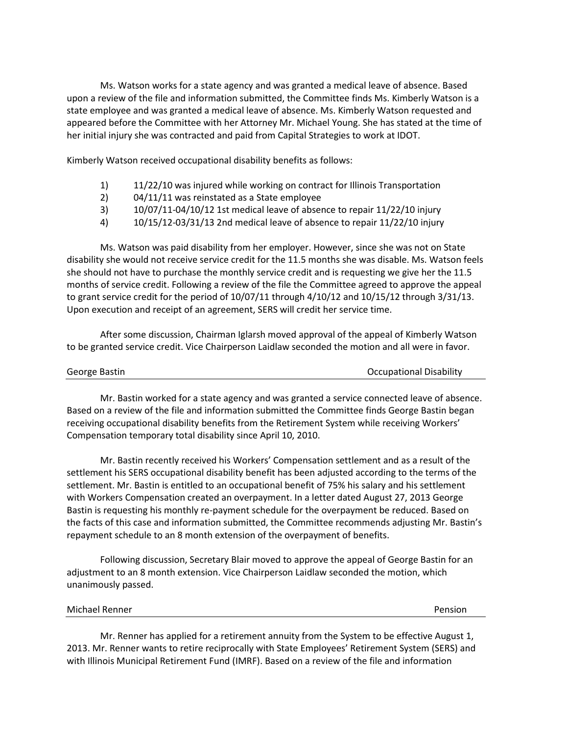Ms. Watson works for a state agency and was granted a medical leave of absence. Based upon a review of the file and information submitted, the Committee finds Ms. Kimberly Watson is a state employee and was granted a medical leave of absence. Ms. Kimberly Watson requested and appeared before the Committee with her Attorney Mr. Michael Young. She has stated at the time of her initial injury she was contracted and paid from Capital Strategies to work at IDOT.

Kimberly Watson received occupational disability benefits as follows:

1) 11/22/10 was injured while working on contract for Illinois Transportation
2) 04/11/11 was reinstated as a State employee
3) 10/07/11-04/10/12 1st medical leave of absence to repair 11/22/10 injury
4) 10/15/12-03/31/13 2nd medical leave of absence to repair 11/22/10 injury

Ms. Watson was paid disability from her employer. However, since she was not on State disability she would not receive service credit for the 11.5 months she was disable. Ms. Watson feels she should not have to purchase the monthly service credit and is requesting we give her the 11.5 months of service credit. Following a review of the file the Committee agreed to approve the appeal to grant service credit for the period of 10/07/11 through 4/10/12 and 10/15/12 through 3/31/13. Upon execution and receipt of an agreement, SERS will credit her service time.

After some discussion, Chairman Iglarsh moved approval of the appeal of Kimberly Watson to be granted service credit. Vice Chairperson Laidlaw seconded the motion and all were in favor.

George Bastin — Occupational Disability

Mr. Bastin worked for a state agency and was granted a service connected leave of absence. Based on a review of the file and information submitted the Committee finds George Bastin began receiving occupational disability benefits from the Retirement System while receiving Workers' Compensation temporary total disability since April 10, 2010.

Mr. Bastin recently received his Workers' Compensation settlement and as a result of the settlement his SERS occupational disability benefit has been adjusted according to the terms of the settlement. Mr. Bastin is entitled to an occupational benefit of 75% his salary and his settlement with Workers Compensation created an overpayment. In a letter dated August 27, 2013 George Bastin is requesting his monthly re-payment schedule for the overpayment be reduced. Based on the facts of this case and information submitted, the Committee recommends adjusting Mr. Bastin's repayment schedule to an 8 month extension of the overpayment of benefits.

Following discussion, Secretary Blair moved to approve the appeal of George Bastin for an adjustment to an 8 month extension. Vice Chairperson Laidlaw seconded the motion, which unanimously passed.

Michael Renner — Pension

Mr. Renner has applied for a retirement annuity from the System to be effective August 1, 2013. Mr. Renner wants to retire reciprocally with State Employees' Retirement System (SERS) and with Illinois Municipal Retirement Fund (IMRF). Based on a review of the file and information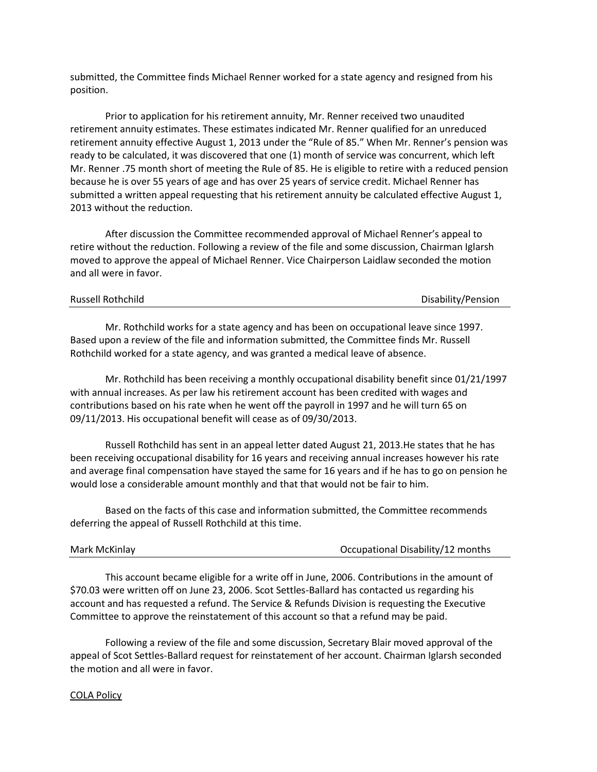submitted, the Committee finds Michael Renner worked for a state agency and resigned from his position.

Prior to application for his retirement annuity, Mr. Renner received two unaudited retirement annuity estimates. These estimates indicated Mr. Renner qualified for an unreduced retirement annuity effective August 1, 2013 under the "Rule of 85." When Mr. Renner's pension was ready to be calculated, it was discovered that one (1) month of service was concurrent, which left Mr. Renner .75 month short of meeting the Rule of 85. He is eligible to retire with a reduced pension because he is over 55 years of age and has over 25 years of service credit. Michael Renner has submitted a written appeal requesting that his retirement annuity be calculated effective August 1, 2013 without the reduction.

After discussion the Committee recommended approval of Michael Renner's appeal to retire without the reduction. Following a review of the file and some discussion, Chairman Iglarsh moved to approve the appeal of Michael Renner. Vice Chairperson Laidlaw seconded the motion and all were in favor.

**Russell Rothchild** — Disability/Pension

Mr. Rothchild works for a state agency and has been on occupational leave since 1997. Based upon a review of the file and information submitted, the Committee finds Mr. Russell Rothchild worked for a state agency, and was granted a medical leave of absence.

Mr. Rothchild has been receiving a monthly occupational disability benefit since 01/21/1997 with annual increases. As per law his retirement account has been credited with wages and contributions based on his rate when he went off the payroll in 1997 and he will turn 65 on 09/11/2013. His occupational benefit will cease as of 09/30/2013.

Russell Rothchild has sent in an appeal letter dated August 21, 2013.He states that he has been receiving occupational disability for 16 years and receiving annual increases however his rate and average final compensation have stayed the same for 16 years and if he has to go on pension he would lose a considerable amount monthly and that that would not be fair to him.

Based on the facts of this case and information submitted, the Committee recommends deferring the appeal of Russell Rothchild at this time.

**Mark McKinlay** — Occupational Disability/12 months

This account became eligible for a write off in June, 2006. Contributions in the amount of $70.03 were written off on June 23, 2006. Scot Settles-Ballard has contacted us regarding his account and has requested a refund. The Service & Refunds Division is requesting the Executive Committee to approve the reinstatement of this account so that a refund may be paid.

Following a review of the file and some discussion, Secretary Blair moved approval of the appeal of Scot Settles-Ballard request for reinstatement of her account. Chairman Iglarsh seconded the motion and all were in favor.

COLA Policy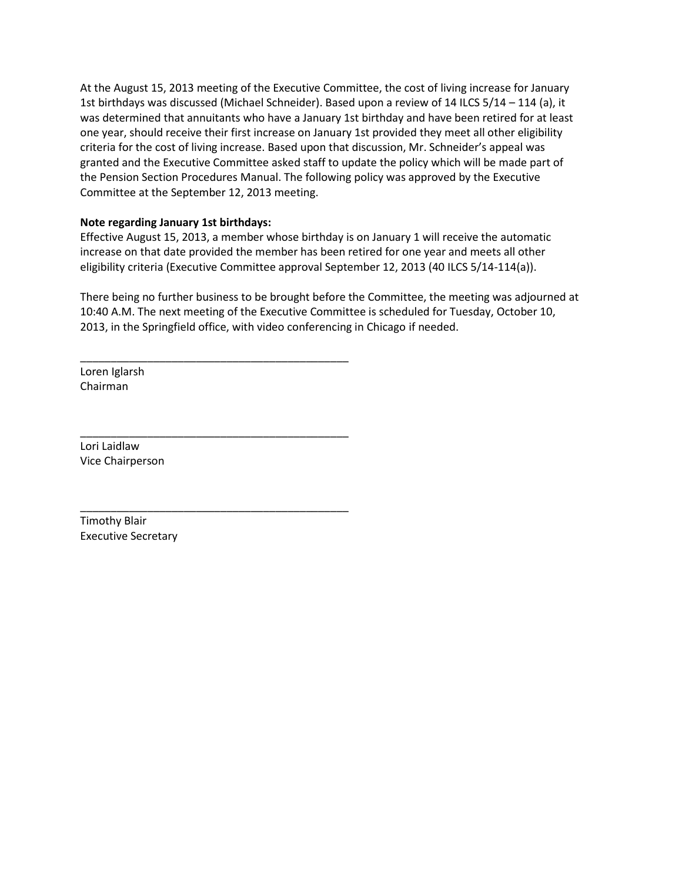At the August 15, 2013 meeting of the Executive Committee, the cost of living increase for January 1st birthdays was discussed (Michael Schneider). Based upon a review of 14 ILCS 5/14 – 114 (a), it was determined that annuitants who have a January 1st birthday and have been retired for at least one year, should receive their first increase on January 1st provided they meet all other eligibility criteria for the cost of living increase. Based upon that discussion, Mr. Schneider's appeal was granted and the Executive Committee asked staff to update the policy which will be made part of the Pension Section Procedures Manual. The following policy was approved by the Executive Committee at the September 12, 2013 meeting.

**Note regarding January 1st birthdays:**
Effective August 15, 2013, a member whose birthday is on January 1 will receive the automatic increase on that date provided the member has been retired for one year and meets all other eligibility criteria (Executive Committee approval September 12, 2013 (40 ILCS 5/14-114(a)).

There being no further business to be brought before the Committee, the meeting was adjourned at 10:40 A.M. The next meeting of the Executive Committee is scheduled for Tuesday, October 10, 2013, in the Springfield office, with video conferencing in Chicago if needed.

\_\_\_\_\_\_\_\_\_\_\_\_\_\_\_\_\_\_\_\_\_\_\_\_\_\_\_\_\_\_\_\_\_\_\_\_\_\_\_\_\_\_\_\_\_\_
Loren Iglarsh
Chairman

\_\_\_\_\_\_\_\_\_\_\_\_\_\_\_\_\_\_\_\_\_\_\_\_\_\_\_\_\_\_\_\_\_\_\_\_\_\_\_\_\_\_\_\_\_\_
Lori Laidlaw
Vice Chairperson

\_\_\_\_\_\_\_\_\_\_\_\_\_\_\_\_\_\_\_\_\_\_\_\_\_\_\_\_\_\_\_\_\_\_\_\_\_\_\_\_\_\_\_\_\_\_
Timothy Blair
Executive Secretary